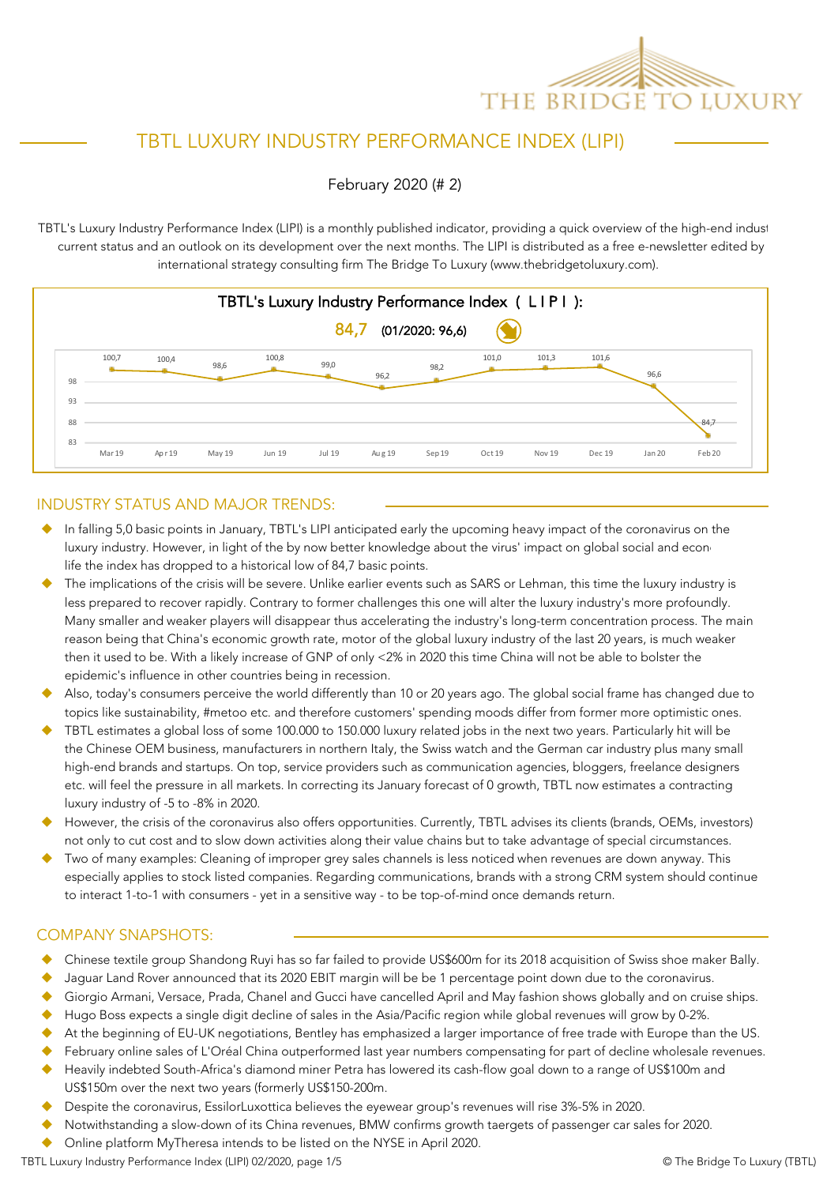# TBTL LUXURY INDUSTRY PERFORMANCE INDEX (LIPI)

February 2020 (# 2)

TBTL's Luxury Industry Performance Index (LIPI) is a monthly published indicator, providing a quick overview of the high-end indust current status and an outlook on its development over the next months. The LIPI is distributed as a free e-newsletter edited by international strategy consulting firm The Bridge To Luxury (www.thebridgetoluxury.com).

**TBTL's Luxury Industry Performance Index ( L I P I ):**

**84,7** (01/2020: 96,6)

| Mar 19 | Apr 19 | May 19 | Jun 19 | Jul 19 | Aug 19 | Sep 19 | Oct 19 | Nov 19 | Dec 19 | Jan 20 | Feb 20 |
|---|---|---|---|---|---|---|---|---|---|---|---|
| 100,7 | 100,4 | 98,6 | 100,8 | 99,0 | 96,2 | 98,2 | 101,0 | 101,3 | 101,6 | 96,6 | 84,7 |

## INDUSTRY STATUS AND MAJOR TRENDS:

- In falling 5,0 basic points in January, TBTL's LIPI anticipated early the upcoming heavy impact of the coronavirus on the luxury industry. However, in light of the by now better knowledge about the virus' impact on global social and econ life the index has dropped to a historical low of 84,7 basic points.
- The implications of the crisis will be severe. Unlike earlier events such as SARS or Lehman, this time the luxury industry is less prepared to recover rapidly. Contrary to former challenges this one will alter the luxury industry's more profoundly. Many smaller and weaker players will disappear thus accelerating the industry's long-term concentration process. The main reason being that China's economic growth rate, motor of the global luxury industry of the last 20 years, is much weaker then it used to be. With a likely increase of GNP of only <2% in 2020 this time China will not be able to bolster the epidemic's influence in other countries being in recession.
- Also, today's consumers perceive the world differently than 10 or 20 years ago. The global social frame has changed due to topics like sustainability, #metoo etc. and therefore customers' spending moods differ from former more optimistic ones.
- TBTL estimates a global loss of some 100.000 to 150.000 luxury related jobs in the next two years. Particularly hit will be the Chinese OEM business, manufacturers in northern Italy, the Swiss watch and the German car industry plus many small high-end brands and startups. On top, service providers such as communication agencies, bloggers, freelance designers etc. will feel the pressure in all markets. In correcting its January forecast of 0 growth, TBTL now estimates a contracting luxury industry of -5 to -8% in 2020.
- However, the crisis of the coronavirus also offers opportunities. Currently, TBTL advises its clients (brands, OEMs, investors) not only to cut cost and to slow down activities along their value chains but to take advantage of special circumstances.
- Two of many examples: Cleaning of improper grey sales channels is less noticed when revenues are down anyway. This especially applies to stock listed companies. Regarding communications, brands with a strong CRM system should continue to interact 1-to-1 with consumers - yet in a sensitive way - to be top-of-mind once demands return.

## COMPANY SNAPSHOTS:

- Chinese textile group Shandong Ruyi has so far failed to provide US$600m for its 2018 acquisition of Swiss shoe maker Bally.
- Jaguar Land Rover announced that its 2020 EBIT margin will be be 1 percentage point down due to the coronavirus.
- Giorgio Armani, Versace, Prada, Chanel and Gucci have cancelled April and May fashion shows globally and on cruise ships.
- Hugo Boss expects a single digit decline of sales in the Asia/Pacific region while global revenues will grow by 0-2%.
- At the beginning of EU-UK negotiations, Bentley has emphasized a larger importance of free trade with Europe than the US.
- February online sales of L'Oréal China outperformed last year numbers compensating for part of decline wholesale revenues.
- Heavily indebted South-Africa's diamond miner Petra has lowered its cash-flow goal down to a range of US$100m and US$150m over the next two years (formerly US$150-200m.
- Despite the coronavirus, EssilorLuxottica believes the eyewear group's revenues will rise 3%-5% in 2020.
- Notwithstanding a slow-down of its China revenues, BMW confirms growth taergets of passenger car sales for 2020.
- Online platform MyTheresa intends to be listed on the NYSE in April 2020.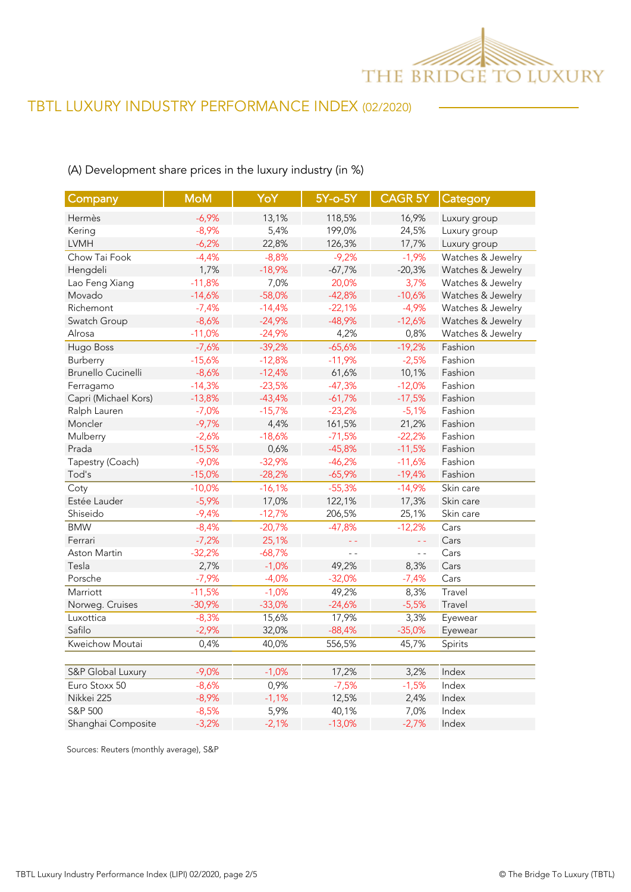# TBTL LUXURY INDUSTRY PERFORMANCE INDEX (02/2020)

(A) Development share prices in the luxury industry (in %)

| Company | MoM | YoY | 5Y-o-5Y | CAGR 5Y | Category |
|---|---|---|---|---|---|
| Hermès | -6,9% | 13,1% | 118,5% | 16,9% | Luxury group |
| Kering | -8,9% | 5,4% | 199,0% | 24,5% | Luxury group |
| LVMH | -6,2% | 22,8% | 126,3% | 17,7% | Luxury group |
| Chow Tai Fook | -4,4% | -8,8% | -9,2% | -1,9% | Watches & Jewelry |
| Hengdeli | 1,7% | -18,9% | -67,7% | -20,3% | Watches & Jewelry |
| Lao Feng Xiang | -11,8% | 7,0% | 20,0% | 3,7% | Watches & Jewelry |
| Movado | -14,6% | -58,0% | -42,8% | -10,6% | Watches & Jewelry |
| Richemont | -7,4% | -14,4% | -22,1% | -4,9% | Watches & Jewelry |
| Swatch Group | -8,6% | -24,9% | -48,9% | -12,6% | Watches & Jewelry |
| Alrosa | -11,0% | -24,9% | 4,2% | 0,8% | Watches & Jewelry |
| Hugo Boss | -7,6% | -39,2% | -65,6% | -19,2% | Fashion |
| Burberry | -15,6% | -12,8% | -11,9% | -2,5% | Fashion |
| Brunello Cucinelli | -8,6% | -12,4% | 61,6% | 10,1% | Fashion |
| Ferragamo | -14,3% | -23,5% | -47,3% | -12,0% | Fashion |
| Capri (Michael Kors) | -13,8% | -43,4% | -61,7% | -17,5% | Fashion |
| Ralph Lauren | -7,0% | -15,7% | -23,2% | -5,1% | Fashion |
| Moncler | -9,7% | 4,4% | 161,5% | 21,2% | Fashion |
| Mulberry | -2,6% | -18,6% | -71,5% | -22,2% | Fashion |
| Prada | -15,5% | 0,6% | -45,8% | -11,5% | Fashion |
| Tapestry (Coach) | -9,0% | -32,9% | -46,2% | -11,6% | Fashion |
| Tod's | -15,0% | -28,2% | -65,9% | -19,4% | Fashion |
| Coty | -10,0% | -16,1% | -55,3% | -14,9% | Skin care |
| Estée Lauder | -5,9% | 17,0% | 122,1% | 17,3% | Skin care |
| Shiseido | -9,4% | -12,7% | 206,5% | 25,1% | Skin care |
| BMW | -8,4% | -20,7% | -47,8% | -12,2% | Cars |
| Ferrari | -7,2% | 25,1% | - - | - - | Cars |
| Aston Martin | -32,2% | -68,7% | - - | - - | Cars |
| Tesla | 2,7% | -1,0% | 49,2% | 8,3% | Cars |
| Porsche | -7,9% | -4,0% | -32,0% | -7,4% | Cars |
| Marriott | -11,5% | -1,0% | 49,2% | 8,3% | Travel |
| Norweg. Cruises | -30,9% | -33,0% | -24,6% | -5,5% | Travel |
| Luxottica | -8,3% | 15,6% | 17,9% | 3,3% | Eyewear |
| Safilo | -2,9% | 32,0% | -88,4% | -35,0% | Eyewear |
| Kweichow Moutai | 0,4% | 40,0% | 556,5% | 45,7% | Spirits |
| | | | | | |
| S&P Global Luxury | -9,0% | -1,0% | 17,2% | 3,2% | Index |
| Euro Stoxx 50 | -8,6% | 0,9% | -7,5% | -1,5% | Index |
| Nikkei 225 | -8,9% | -1,1% | 12,5% | 2,4% | Index |
| S&P 500 | -8,5% | 5,9% | 40,1% | 7,0% | Index |
| Shanghai Composite | -3,2% | -2,1% | -13,0% | -2,7% | Index |

Sources: Reuters (monthly average), S&P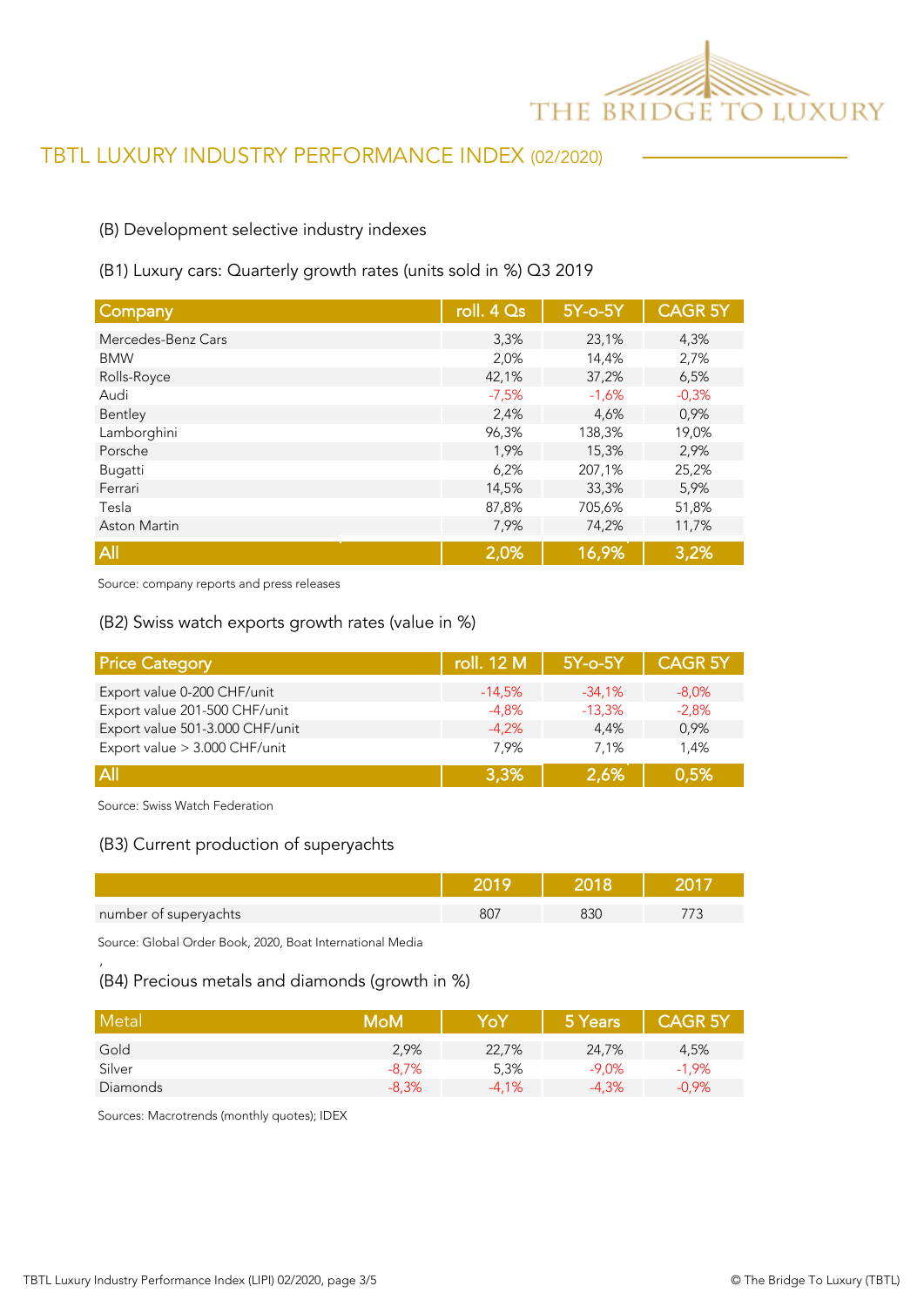# TBTL LUXURY INDUSTRY PERFORMANCE INDEX (02/2020)

## (B) Development selective industry indexes

### (B1) Luxury cars: Quarterly growth rates (units sold in %) Q3 2019

| Company | roll. 4 Qs | 5Y-o-5Y | CAGR 5Y |
|---|---|---|---|
| Mercedes-Benz Cars | 3,3% | 23,1% | 4,3% |
| BMW | 2,0% | 14,4% | 2,7% |
| Rolls-Royce | 42,1% | 37,2% | 6,5% |
| Audi | -7,5% | -1,6% | -0,3% |
| Bentley | 2,4% | 4,6% | 0,9% |
| Lamborghini | 96,3% | 138,3% | 19,0% |
| Porsche | 1,9% | 15,3% | 2,9% |
| Bugatti | 6,2% | 207,1% | 25,2% |
| Ferrari | 14,5% | 33,3% | 5,9% |
| Tesla | 87,8% | 705,6% | 51,8% |
| Aston Martin | 7,9% | 74,2% | 11,7% |
| **All** | **2,0%** | **16,9%** | **3,2%** |

Source: company reports and press releases

### (B2) Swiss watch exports growth rates (value in %)

| Price Category | roll. 12 M | 5Y-o-5Y | CAGR 5Y |
|---|---|---|---|
| Export value 0-200 CHF/unit | -14,5% | -34,1% | -8,0% |
| Export value 201-500 CHF/unit | -4,8% | -13,3% | -2,8% |
| Export value 501-3.000 CHF/unit | -4,2% | 4,4% | 0,9% |
| Export value > 3.000 CHF/unit | 7,9% | 7,1% | 1,4% |
| **All** | **3,3%** | **2,6%** | **0,5%** |

Source: Swiss Watch Federation

### (B3) Current production of superyachts

| | 2019 | 2018 | 2017 |
|---|---|---|---|
| number of superyachts | 807 | 830 | 773 |

Source: Global Order Book, 2020, Boat International Media

### (B4) Precious metals and diamonds (growth in %)

| Metal | MoM | YoY | 5 Years | CAGR 5Y |
|---|---|---|---|---|
| Gold | 2,9% | 22,7% | 24,7% | 4,5% |
| Silver | -8,7% | 5,3% | -9,0% | -1,9% |
| Diamonds | -8,3% | -4,1% | -4,3% | -0,9% |

Sources: Macrotrends (monthly quotes); IDEX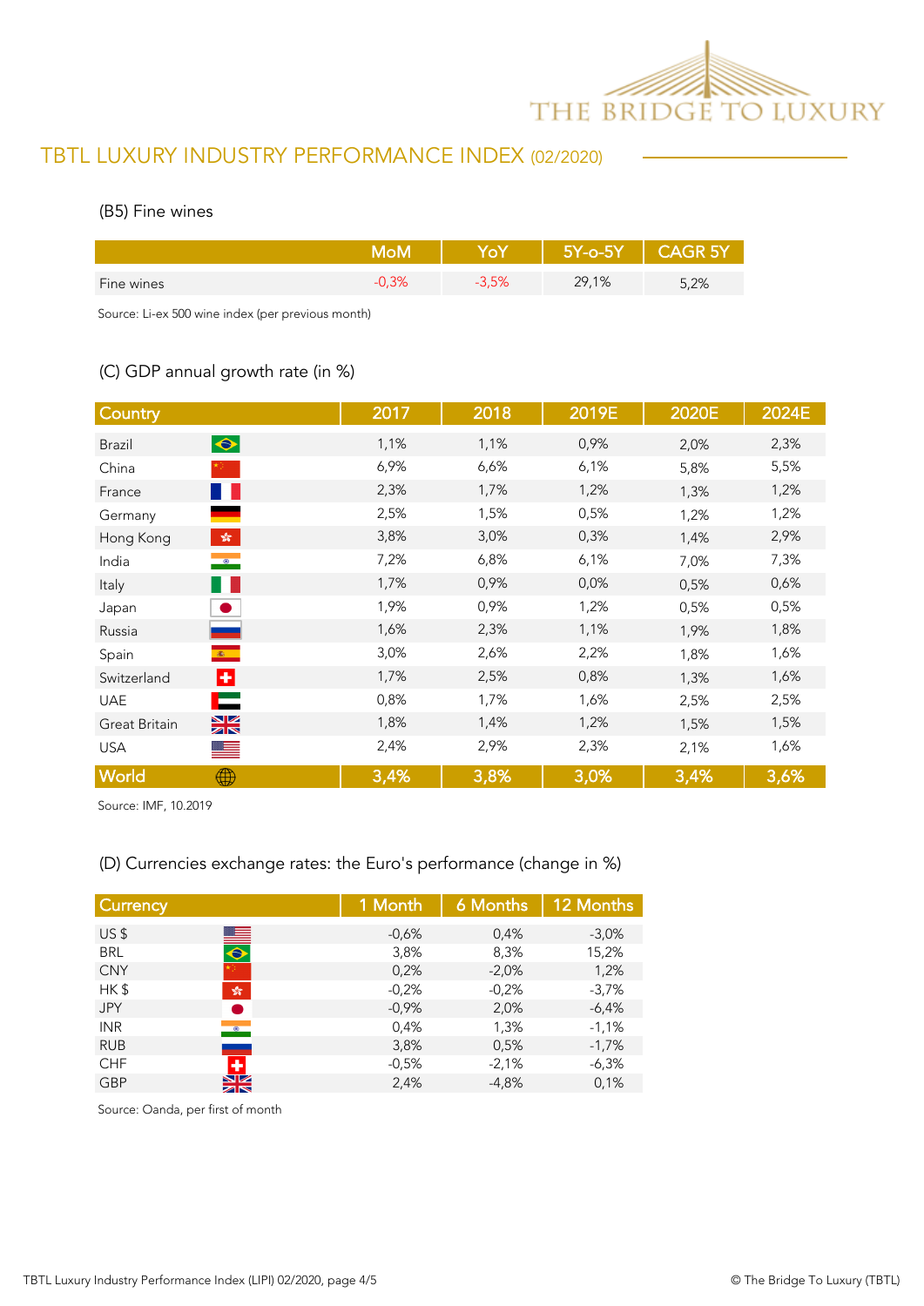## TBTL LUXURY INDUSTRY PERFORMANCE INDEX (02/2020)

### (B5) Fine wines

| | MoM | YoY | 5Y-o-5Y | CAGR 5Y |
|---|---|---|---|---|
| Fine wines | -0,3% | -3,5% | 29,1% | 5,2% |

Source: Li-ex 500 wine index (per previous month)

### (C) GDP annual growth rate (in %)

| Country | 2017 | 2018 | 2019E | 2020E | 2024E |
|---|---|---|---|---|---|
| Brazil | 1,1% | 1,1% | 0,9% | 2,0% | 2,3% |
| China | 6,9% | 6,6% | 6,1% | 5,8% | 5,5% |
| France | 2,3% | 1,7% | 1,2% | 1,3% | 1,2% |
| Germany | 2,5% | 1,5% | 0,5% | 1,2% | 1,2% |
| Hong Kong | 3,8% | 3,0% | 0,3% | 1,4% | 2,9% |
| India | 7,2% | 6,8% | 6,1% | 7,0% | 7,3% |
| Italy | 1,7% | 0,9% | 0,0% | 0,5% | 0,6% |
| Japan | 1,9% | 0,9% | 1,2% | 0,5% | 0,5% |
| Russia | 1,6% | 2,3% | 1,1% | 1,9% | 1,8% |
| Spain | 3,0% | 2,6% | 2,2% | 1,8% | 1,6% |
| Switzerland | 1,7% | 2,5% | 0,8% | 1,3% | 1,6% |
| UAE | 0,8% | 1,7% | 1,6% | 2,5% | 2,5% |
| Great Britain | 1,8% | 1,4% | 1,2% | 1,5% | 1,5% |
| USA | 2,4% | 2,9% | 2,3% | 2,1% | 1,6% |
| World | 3,4% | 3,8% | 3,0% | 3,4% | 3,6% |

Source: IMF, 10.2019

### (D) Currencies exchange rates: the Euro's performance (change in %)

| Currency | 1 Month | 6 Months | 12 Months |
|---|---|---|---|
| US $ | -0,6% | 0,4% | -3,0% |
| BRL | 3,8% | 8,3% | 15,2% |
| CNY | 0,2% | -2,0% | 1,2% |
| HK $ | -0,2% | -0,2% | -3,7% |
| JPY | -0,9% | 2,0% | -6,4% |
| INR | 0,4% | 1,3% | -1,1% |
| RUB | 3,8% | 0,5% | -1,7% |
| CHF | -0,5% | -2,1% | -6,3% |
| GBP | 2,4% | -4,8% | 0,1% |

Source: Oanda, per first of month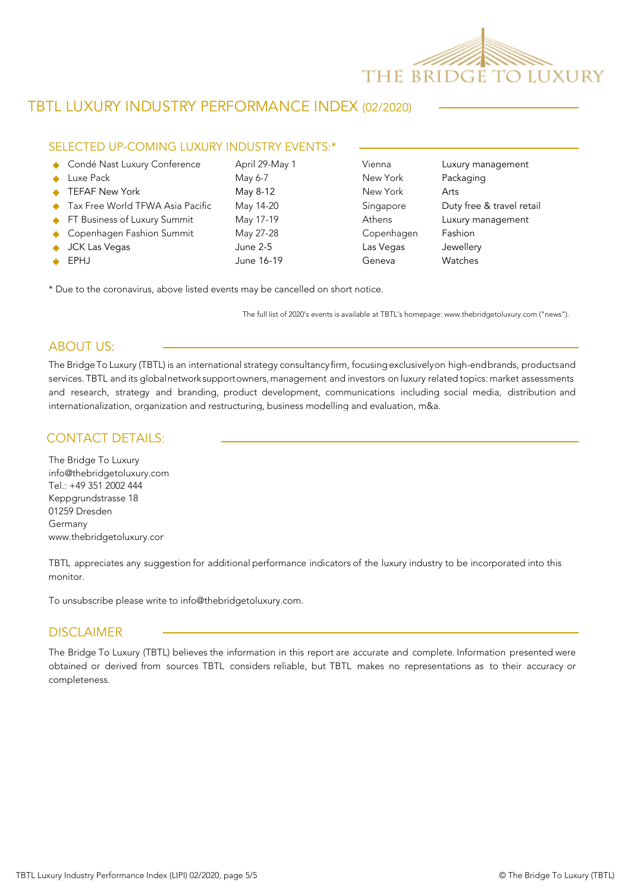# TBTL LUXURY INDUSTRY PERFORMANCE INDEX (02/2020)

## SELECTED UP-COMING LUXURY INDUSTRY EVENTS:*

| | | | |
|---|---|---|---|
| Condé Nast Luxury Conference | April 29-May 1 | Vienna | Luxury management |
| Luxe Pack | May 6-7 | New York | Packaging |
| TEFAF New York | May 8-12 | New York | Arts |
| Tax Free World TFWA Asia Pacific | May 14-20 | Singapore | Duty free & travel retail |
| FT Business of Luxury Summit | May 17-19 | Athens | Luxury management |
| Copenhagen Fashion Summit | May 27-28 | Copenhagen | Fashion |
| JCK Las Vegas | June 2-5 | Las Vegas | Jewellery |
| EPHJ | June 16-19 | Geneva | Watches |

* Due to the coronavirus, above listed events may be cancelled on short notice.

The full list of 2020's events is available at TBTL's homepage: www.thebridgetoluxury.com ("news").

## ABOUT US:

The Bridge To Luxury (TBTL) is an international strategy consultancy firm, focusing exclusively on high-end brands, products and services. TBTL and its global network support owners, management and investors on luxury related topics: market assessments and research, strategy and branding, product development, communications including social media, distribution and internationalization, organization and restructuring, business modelling and evaluation, m&a.

## CONTACT DETAILS:

The Bridge To Luxury
info@thebridgetoluxury.com
Tel.: +49 351 2002 444
Keppgrundstrasse 18
01259 Dresden
Germany
www.thebridgetoluxury.cor

TBTL appreciates any suggestion for additional performance indicators of the luxury industry to be incorporated into this monitor.

To unsubscribe please write to info@thebridgetoluxury.com.

## DISCLAIMER

The Bridge To Luxury (TBTL) believes the information in this report are accurate and complete. Information presented were obtained or derived from sources TBTL considers reliable, but TBTL makes no representations as to their accuracy or completeness.